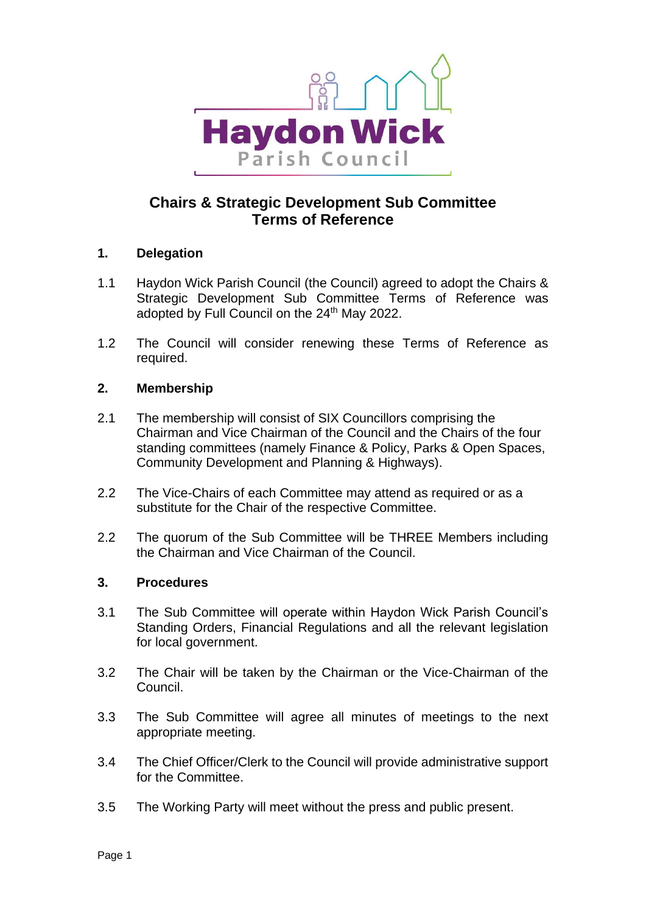Haydon Wick Parish Council

# Chairs & Strategic Development Sub Committee Terms of Reference

## 1. Delegation

1.1 Haydon Wick Parish Council (the Council) agreed to adopt the Chairs & Strategic Development Sub Committee Terms of Reference was adopted by Full Council on the 24th May 2022.

1.2 The Council will consider renewing these Terms of Reference as required.

## 2. Membership

2.1 The membership will consist of SIX Councillors comprising the Chairman and Vice Chairman of the Council and the Chairs of the four standing committees (namely Finance & Policy, Parks & Open Spaces, Community Development and Planning & Highways).

2.2 The Vice-Chairs of each Committee may attend as required or as a substitute for the Chair of the respective Committee.

2.2 The quorum of the Sub Committee will be THREE Members including the Chairman and Vice Chairman of the Council.

## 3. Procedures

3.1 The Sub Committee will operate within Haydon Wick Parish Council's Standing Orders, Financial Regulations and all the relevant legislation for local government.

3.2 The Chair will be taken by the Chairman or the Vice-Chairman of the Council.

3.3 The Sub Committee will agree all minutes of meetings to the next appropriate meeting.

3.4 The Chief Officer/Clerk to the Council will provide administrative support for the Committee.

3.5 The Working Party will meet without the press and public present.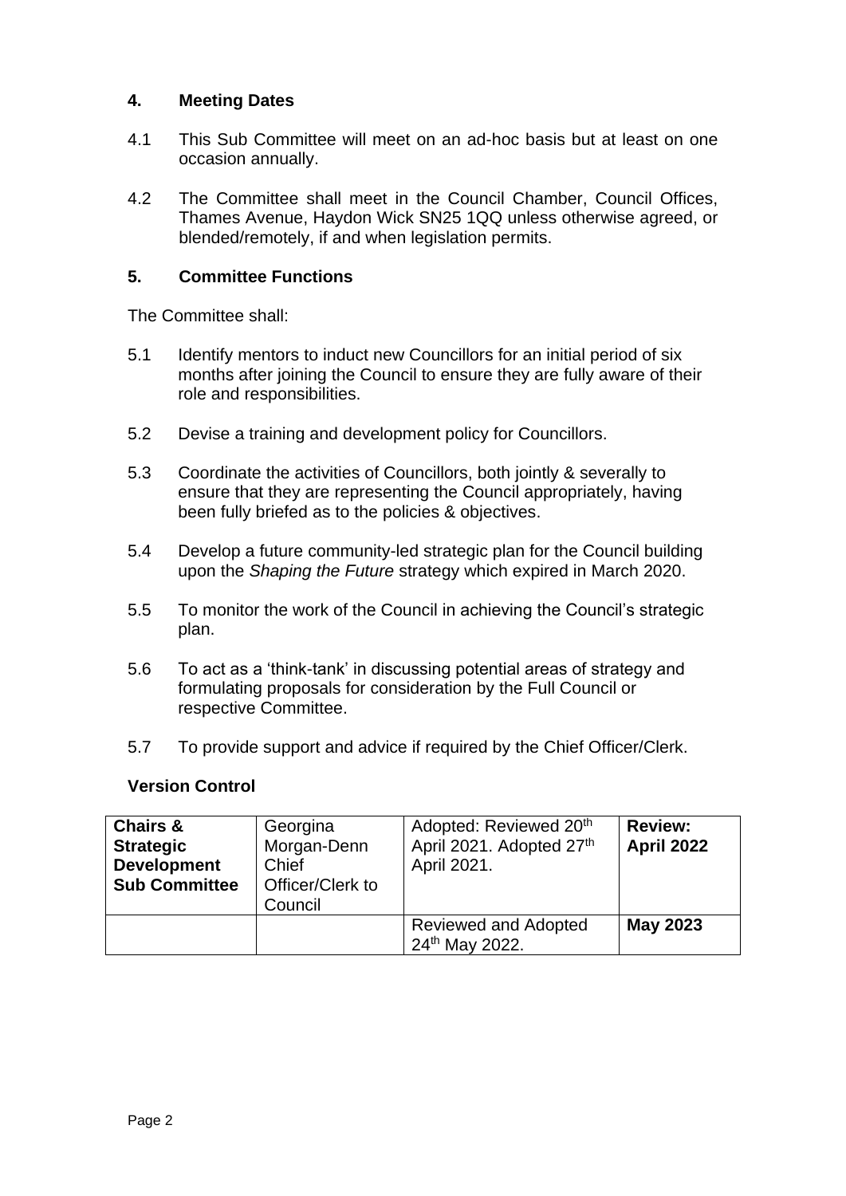## 4. Meeting Dates

4.1 This Sub Committee will meet on an ad-hoc basis but at least on one occasion annually.

4.2 The Committee shall meet in the Council Chamber, Council Offices, Thames Avenue, Haydon Wick SN25 1QQ unless otherwise agreed, or blended/remotely, if and when legislation permits.

## 5. Committee Functions

The Committee shall:

5.1 Identify mentors to induct new Councillors for an initial period of six months after joining the Council to ensure they are fully aware of their role and responsibilities.

5.2 Devise a training and development policy for Councillors.

5.3 Coordinate the activities of Councillors, both jointly & severally to ensure that they are representing the Council appropriately, having been fully briefed as to the policies & objectives.

5.4 Develop a future community-led strategic plan for the Council building upon the *Shaping the Future* strategy which expired in March 2020.

5.5 To monitor the work of the Council in achieving the Council's strategic plan.

5.6 To act as a 'think-tank' in discussing potential areas of strategy and formulating proposals for consideration by the Full Council or respective Committee.

5.7 To provide support and advice if required by the Chief Officer/Clerk.

**Version Control**

| | | | |
|---|---|---|---|
| **Chairs & Strategic Development Sub Committee** | Georgina Morgan-Denn Chief Officer/Clerk to Council | Adopted: Reviewed 20th April 2021. Adopted 27th April 2021. | **Review: April 2022** |
| | | Reviewed and Adopted 24th May 2022. | **May 2023** |